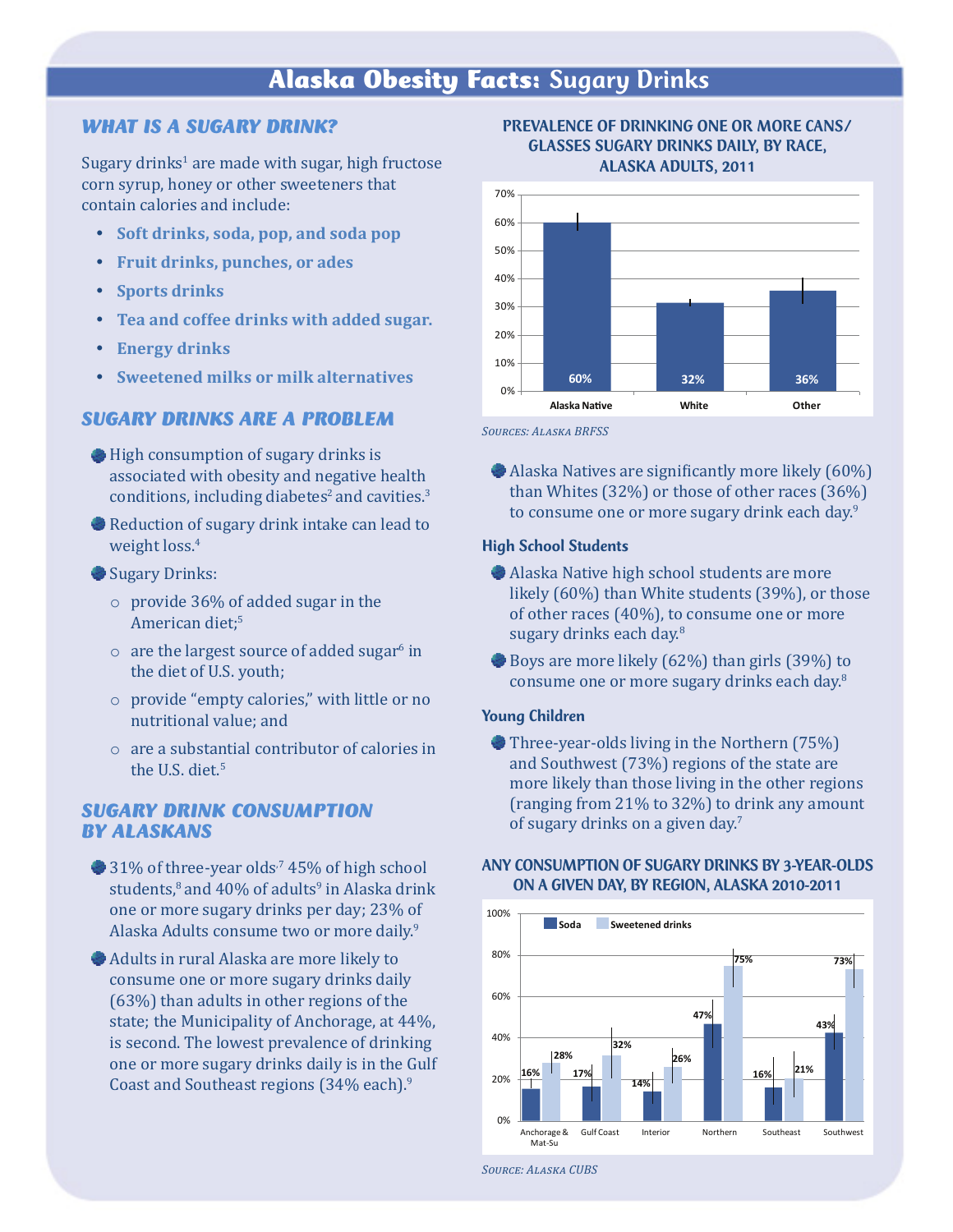# Alaska Obesity Facts: Sugary Drinks

## WHAT IS A SUGARY DRINK?

Sugary drinks[1] are made with sugar, high fructose corn syrup, honey or other sweeteners that contain calories and include:

- **Soft drinks, soda, pop, and soda pop**
- **Fruit drinks, punches, or ades**
- **Sports drinks**
- **Tea and coffee drinks with added sugar.**
- **Energy drinks**
- **Sweetened milks or milk alternatives**

## SUGARY DRINKS ARE A PROBLEM

- High consumption of sugary drinks is associated with obesity and negative health conditions, including diabetes[2] and cavities.[3]
- Reduction of sugary drink intake can lead to weight loss.[4]
- Sugary Drinks:
  - provide 36% of added sugar in the American diet;[5]
  - are the largest source of added sugar[6] in the diet of U.S. youth;
  - provide "empty calories," with little or no nutritional value; and
  - are a substantial contributor of calories in the U.S. diet.[5]

## SUGARY DRINK CONSUMPTION BY ALASKANS

- 31% of three-year olds,[7] 45% of high school students,[8] and 40% of adults[9] in Alaska drink one or more sugary drinks per day; 23% of Alaska Adults consume two or more daily.[9]
- Adults in rural Alaska are more likely to consume one or more sugary drinks daily (63%) than adults in other regions of the state; the Municipality of Anchorage, at 44%, is second. The lowest prevalence of drinking one or more sugary drinks daily is in the Gulf Coast and Southeast regions (34% each).[9]

**PREVALENCE OF DRINKING ONE OR MORE CANS/ GLASSES SUGARY DRINKS DAILY, BY RACE, ALASKA ADULTS, 2011**

| Race | Percent |
|---|---|
| Alaska Native | 60% |
| White | 32% |
| Other | 36% |

*Sources: Alaska BRFSS*

- Alaska Natives are significantly more likely (60%) than Whites (32%) or those of other races (36%) to consume one or more sugary drink each day.[9]

### High School Students

- Alaska Native high school students are more likely (60%) than White students (39%), or those of other races (40%), to consume one or more sugary drinks each day.[8]
- Boys are more likely (62%) than girls (39%) to consume one or more sugary drinks each day.[8]

### Young Children

- Three-year-olds living in the Northern (75%) and Southwest (73%) regions of the state are more likely than those living in the other regions (ranging from 21% to 32%) to drink any amount of sugary drinks on a given day.[7]

**ANY CONSUMPTION OF SUGARY DRINKS BY 3-YEAR-OLDS ON A GIVEN DAY, BY REGION, ALASKA 2010-2011**

| Region | Soda | Sweetened drinks |
|---|---|---|
| Anchorage & Mat-Su | 16% | 28% |
| Gulf Coast | 17% | 32% |
| Interior | 14% | 26% |
| Northern | 47% | 75% |
| Southeast | 16% | 21% |
| Southwest | 43% | 73% |

*Source: Alaska CUBS*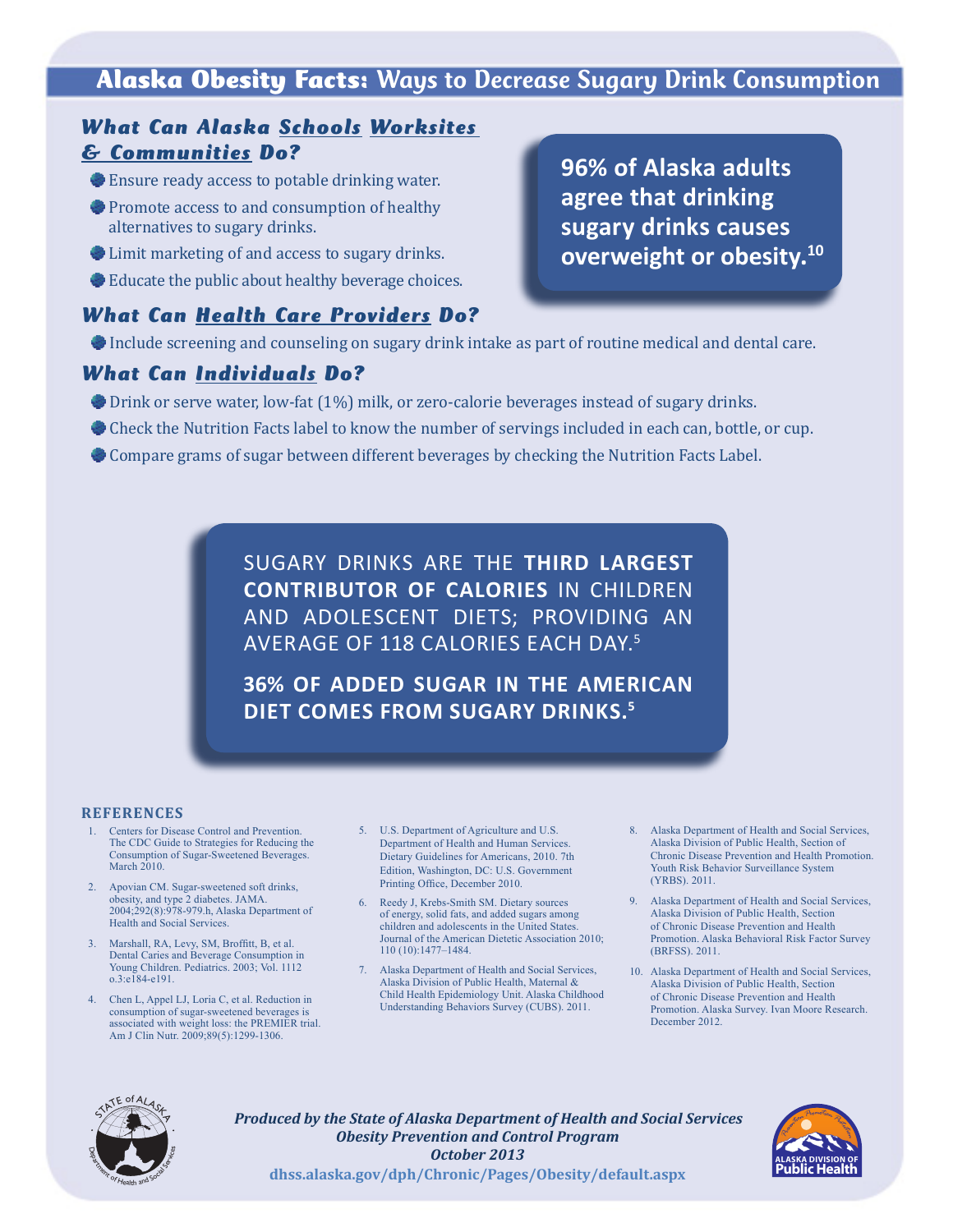# Alaska Obesity Facts: Ways to Decrease Sugary Drink Consumption

### *What Can Alaska Schools Worksites & Communities Do?*

- Ensure ready access to potable drinking water.
- Promote access to and consumption of healthy alternatives to sugary drinks.
- Limit marketing of and access to sugary drinks.
- Educate the public about healthy beverage choices.

**96% of Alaska adults agree that drinking sugary drinks causes overweight or obesity.[10]**

### *What Can Health Care Providers Do?*

- Include screening and counseling on sugary drink intake as part of routine medical and dental care.

### *What Can Individuals Do?*

- Drink or serve water, low-fat (1%) milk, or zero-calorie beverages instead of sugary drinks.
- Check the Nutrition Facts label to know the number of servings included in each can, bottle, or cup.
- Compare grams of sugar between different beverages by checking the Nutrition Facts Label.

SUGARY DRINKS ARE THE **THIRD LARGEST CONTRIBUTOR OF CALORIES** IN CHILDREN AND ADOLESCENT DIETS; PROVIDING AN AVERAGE OF 118 CALORIES EACH DAY.[5]

**36% OF ADDED SUGAR IN THE AMERICAN DIET COMES FROM SUGARY DRINKS.[5]**

#### REFERENCES

1. Centers for Disease Control and Prevention. The CDC Guide to Strategies for Reducing the Consumption of Sugar-Sweetened Beverages. March 2010.
2. Apovian CM. Sugar-sweetened soft drinks, obesity, and type 2 diabetes. JAMA. 2004;292(8):978-979.h, Alaska Department of Health and Social Services.
3. Marshall, RA, Levy, SM, Broffitt, B, et al. Dental Caries and Beverage Consumption in Young Children. Pediatrics. 2003; Vol. 1112 o.3:e184-e191.
4. Chen L, Appel LJ, Loria C, et al. Reduction in consumption of sugar-sweetened beverages is associated with weight loss: the PREMIER trial. Am J Clin Nutr. 2009;89(5):1299-1306.
5. U.S. Department of Agriculture and U.S. Department of Health and Human Services. Dietary Guidelines for Americans, 2010. 7th Edition, Washington, DC: U.S. Government Printing Office, December 2010.
6. Reedy J, Krebs-Smith SM. Dietary sources of energy, solid fats, and added sugars among children and adolescents in the United States. Journal of the American Dietetic Association 2010; 110 (10):1477–1484.
7. Alaska Department of Health and Social Services, Alaska Division of Public Health, Maternal & Child Health Epidemiology Unit. Alaska Childhood Understanding Behaviors Survey (CUBS). 2011.
8. Alaska Department of Health and Social Services, Alaska Division of Public Health, Section of Chronic Disease Prevention and Health Promotion. Youth Risk Behavior Surveillance System (YRBS). 2011.
9. Alaska Department of Health and Social Services, Alaska Division of Public Health, Section of Chronic Disease Prevention and Health Promotion. Alaska Behavioral Risk Factor Survey (BRFSS). 2011.
10. Alaska Department of Health and Social Services, Alaska Division of Public Health, Section of Chronic Disease Prevention and Health Promotion. Alaska Survey. Ivan Moore Research. December 2012.

***Produced by the State of Alaska Department of Health and Social Services***
***Obesity Prevention and Control Program***
***October 2013***
**dhss.alaska.gov/dph/Chronic/Pages/Obesity/default.aspx**